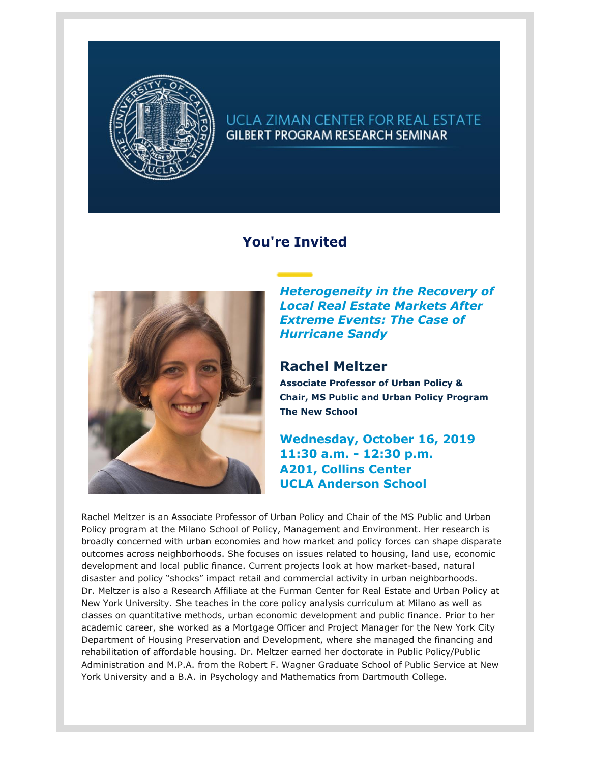UCLA ZIMAN CENTER FOR REAL ESTATE
GILBERT PROGRAM RESEARCH SEMINAR

## You're Invited

***Heterogeneity in the Recovery of Local Real Estate Markets After Extreme Events: The Case of Hurricane Sandy***

## Rachel Meltzer

**Associate Professor of Urban Policy &**
**Chair, MS Public and Urban Policy Program**
**The New School**

**Wednesday, October 16, 2019**
**11:30 a.m. - 12:30 p.m.**
**A201, Collins Center**
**UCLA Anderson School**

Rachel Meltzer is an Associate Professor of Urban Policy and Chair of the MS Public and Urban Policy program at the Milano School of Policy, Management and Environment. Her research is broadly concerned with urban economies and how market and policy forces can shape disparate outcomes across neighborhoods. She focuses on issues related to housing, land use, economic development and local public finance. Current projects look at how market-based, natural disaster and policy "shocks" impact retail and commercial activity in urban neighborhoods. Dr. Meltzer is also a Research Affiliate at the Furman Center for Real Estate and Urban Policy at New York University. She teaches in the core policy analysis curriculum at Milano as well as classes on quantitative methods, urban economic development and public finance. Prior to her academic career, she worked as a Mortgage Officer and Project Manager for the New York City Department of Housing Preservation and Development, where she managed the financing and rehabilitation of affordable housing. Dr. Meltzer earned her doctorate in Public Policy/Public Administration and M.P.A. from the Robert F. Wagner Graduate School of Public Service at New York University and a B.A. in Psychology and Mathematics from Dartmouth College.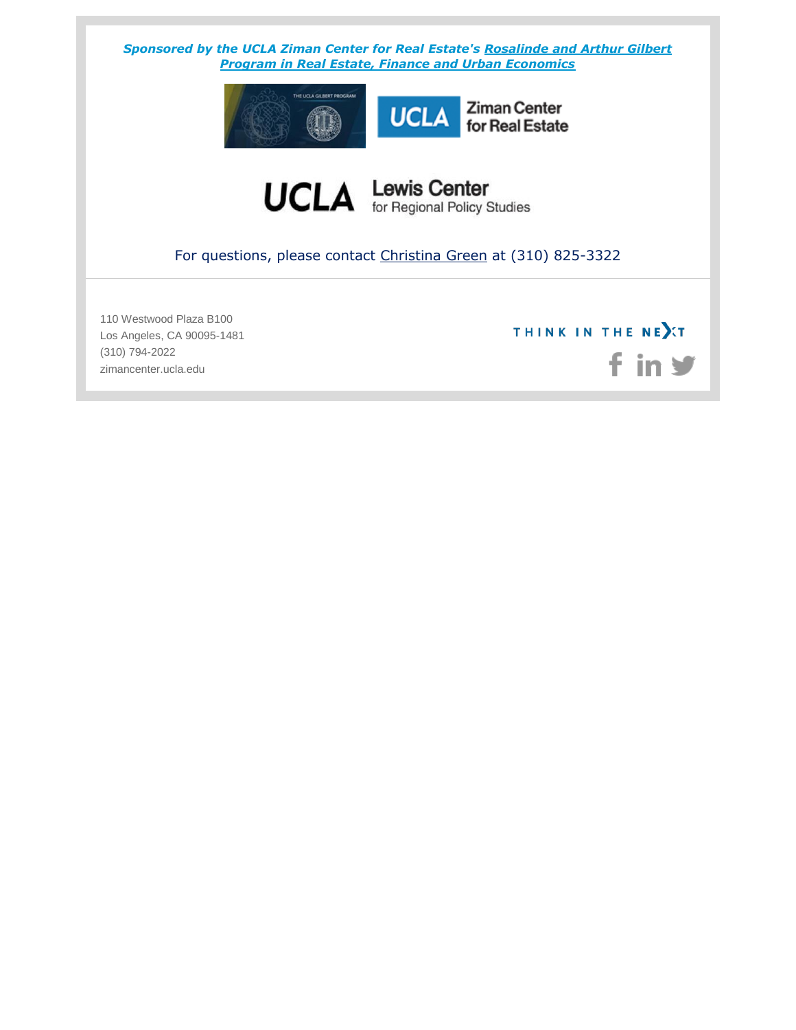***Sponsored by the UCLA Ziman Center for Real Estate's Rosalinde and Arthur Gilbert Program in Real Estate, Finance and Urban Economics***

For questions, please contact Christina Green at (310) 825-3322

110 Westwood Plaza B100
Los Angeles, CA 90095-1481
(310) 794-2022
zimancenter.ucla.edu

THINK IN THE NEXT